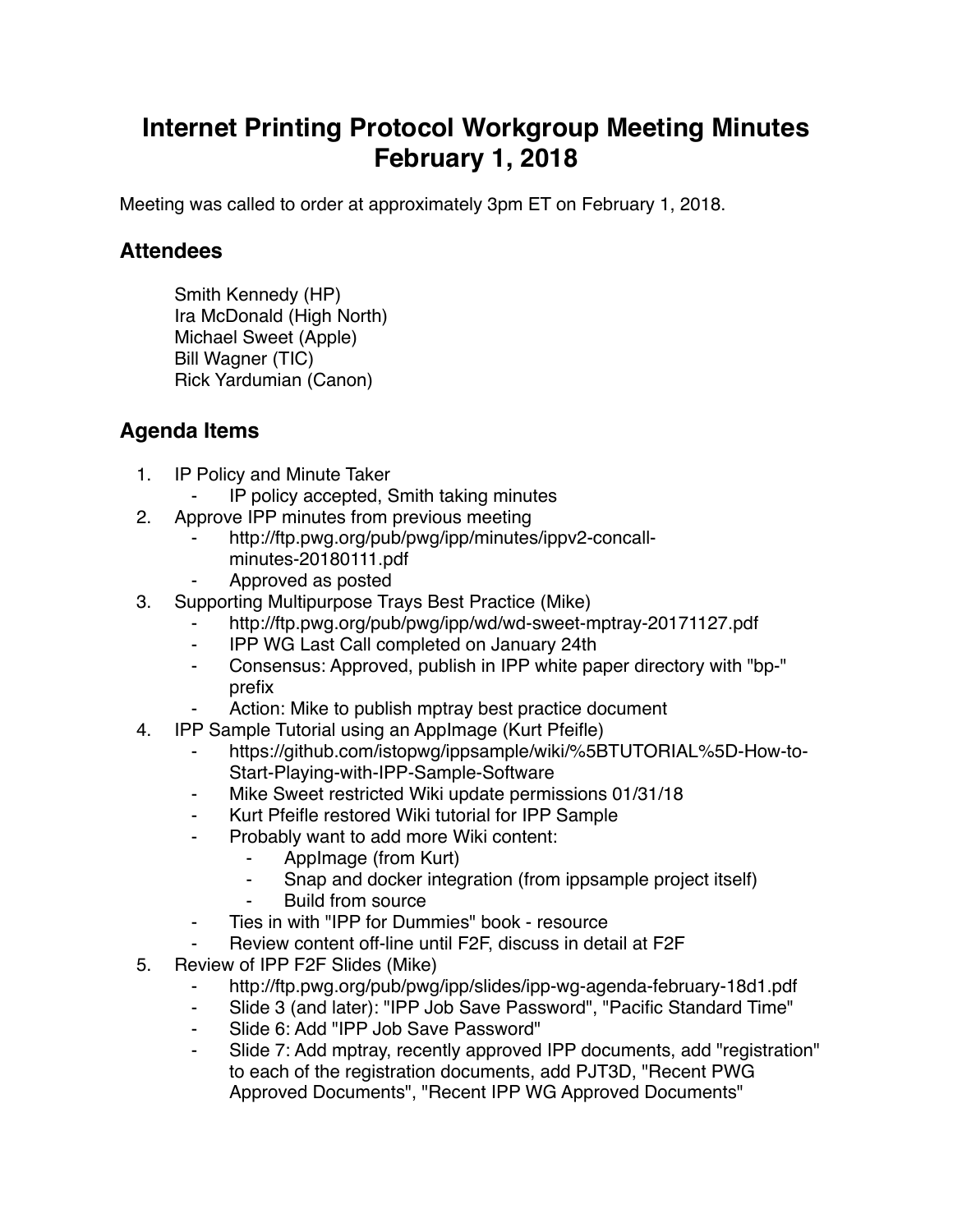# Internet Printing Protocol Workgroup Meeting Minutes February 1, 2018

Meeting was called to order at approximately 3pm ET on February 1, 2018.

## Attendees

Smith Kennedy (HP)
Ira McDonald (High North)
Michael Sweet (Apple)
Bill Wagner (TIC)
Rick Yardumian (Canon)

## Agenda Items

1. IP Policy and Minute Taker
    - IP policy accepted, Smith taking minutes
2. Approve IPP minutes from previous meeting
    - http://ftp.pwg.org/pub/pwg/ipp/minutes/ippv2-concall-minutes-20180111.pdf
    - Approved as posted
3. Supporting Multipurpose Trays Best Practice (Mike)
    - http://ftp.pwg.org/pub/pwg/ipp/wd/wd-sweet-mptray-20171127.pdf
    - IPP WG Last Call completed on January 24th
    - Consensus: Approved, publish in IPP white paper directory with "bp-" prefix
    - Action: Mike to publish mptray best practice document
4. IPP Sample Tutorial using an AppImage (Kurt Pfeifle)
    - https://github.com/istopwg/ippsample/wiki/%5BTUTORIAL%5D-How-to-Start-Playing-with-IPP-Sample-Software
    - Mike Sweet restricted Wiki update permissions 01/31/18
    - Kurt Pfeifle restored Wiki tutorial for IPP Sample
    - Probably want to add more Wiki content:
        - AppImage (from Kurt)
        - Snap and docker integration (from ippsample project itself)
        - Build from source
    - Ties in with "IPP for Dummies" book - resource
    - Review content off-line until F2F, discuss in detail at F2F
5. Review of IPP F2F Slides (Mike)
    - http://ftp.pwg.org/pub/pwg/ipp/slides/ipp-wg-agenda-february-18d1.pdf
    - Slide 3 (and later): "IPP Job Save Password", "Pacific Standard Time"
    - Slide 6: Add "IPP Job Save Password"
    - Slide 7: Add mptray, recently approved IPP documents, add "registration" to each of the registration documents, add PJT3D, "Recent PWG Approved Documents", "Recent IPP WG Approved Documents"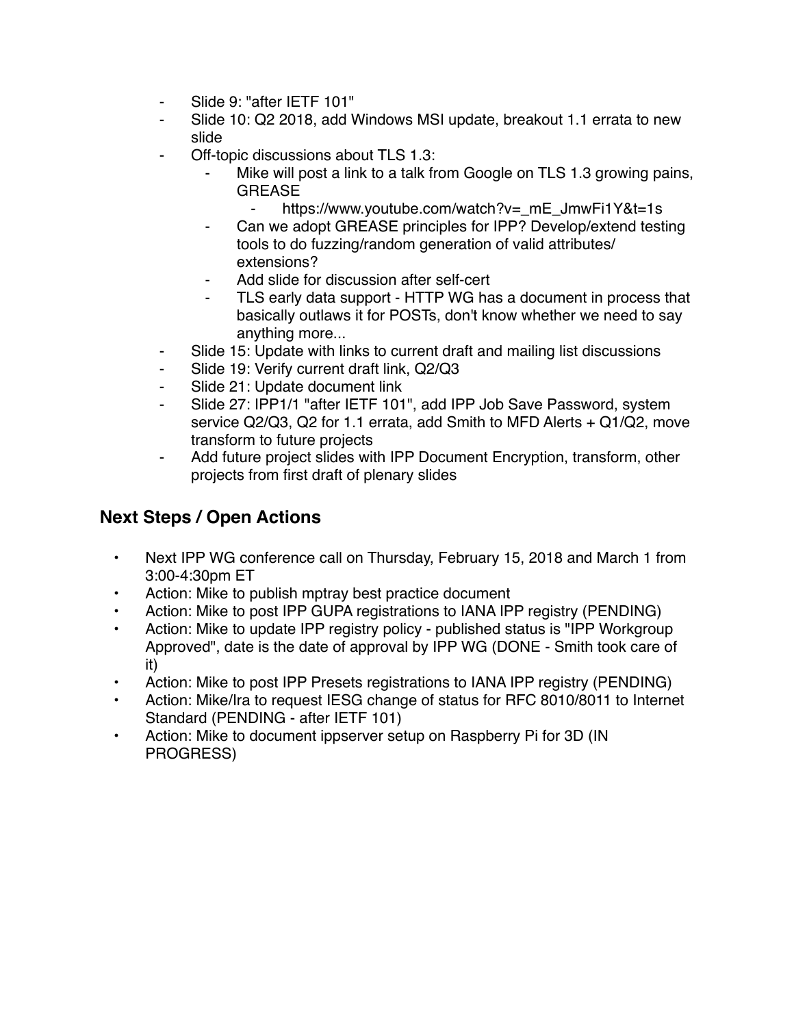- Slide 9: "after IETF 101"
- Slide 10: Q2 2018, add Windows MSI update, breakout 1.1 errata to new slide
- Off-topic discussions about TLS 1.3:
    - Mike will post a link to a talk from Google on TLS 1.3 growing pains, GREASE
        - https://www.youtube.com/watch?v=_mE_JmwFi1Y&t=1s
    - Can we adopt GREASE principles for IPP? Develop/extend testing tools to do fuzzing/random generation of valid attributes/ extensions?
    - Add slide for discussion after self-cert
    - TLS early data support - HTTP WG has a document in process that basically outlaws it for POSTs, don't know whether we need to say anything more...
- Slide 15: Update with links to current draft and mailing list discussions
- Slide 19: Verify current draft link, Q2/Q3
- Slide 21: Update document link
- Slide 27: IPP1/1 "after IETF 101", add IPP Job Save Password, system service Q2/Q3, Q2 for 1.1 errata, add Smith to MFD Alerts + Q1/Q2, move transform to future projects
- Add future project slides with IPP Document Encryption, transform, other projects from first draft of plenary slides

## Next Steps / Open Actions

- Next IPP WG conference call on Thursday, February 15, 2018 and March 1 from 3:00-4:30pm ET
- Action: Mike to publish mptray best practice document
- Action: Mike to post IPP GUPA registrations to IANA IPP registry (PENDING)
- Action: Mike to update IPP registry policy - published status is "IPP Workgroup Approved", date is the date of approval by IPP WG (DONE - Smith took care of it)
- Action: Mike to post IPP Presets registrations to IANA IPP registry (PENDING)
- Action: Mike/Ira to request IESG change of status for RFC 8010/8011 to Internet Standard (PENDING - after IETF 101)
- Action: Mike to document ippserver setup on Raspberry Pi for 3D (IN PROGRESS)